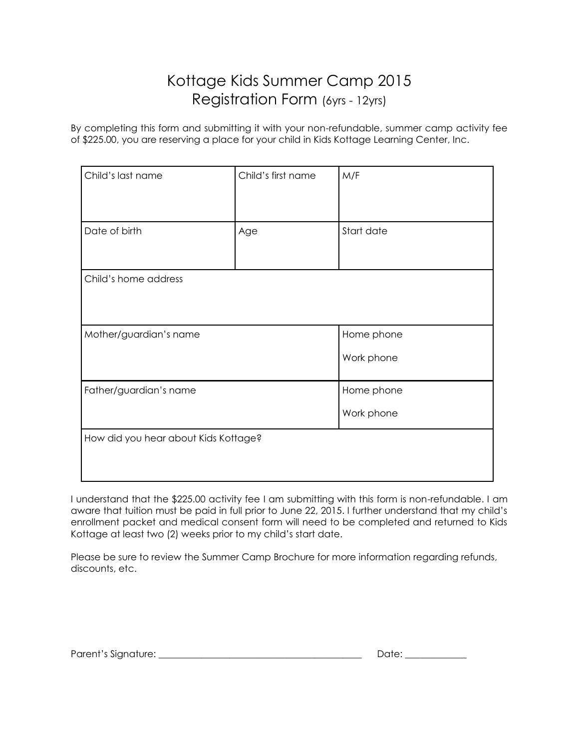# Kottage Kids Summer Camp 2015
## Registration Form (6yrs - 12yrs)

By completing this form and submitting it with your non-refundable, summer camp activity fee of $225.00, you are reserving a place for your child in Kids Kottage Learning Center, Inc.

| Child's last name | Child's first name | M/F |
|---|---|---|
| Date of birth | Age | Start date |
| Child's home address | | |
| Mother/guardian's name | | Home phone<br>Work phone |
| Father/guardian's name | | Home phone<br>Work phone |
| How did you hear about Kids Kottage? | | |

I understand that the $225.00 activity fee I am submitting with this form is non-refundable. I am aware that tuition must be paid in full prior to June 22, 2015. I further understand that my child's enrollment packet and medical consent form will need to be completed and returned to Kids Kottage at least two (2) weeks prior to my child's start date.

Please be sure to review the Summer Camp Brochure for more information regarding refunds, discounts, etc.

Parent's Signature: ____________________________________________ Date: _____________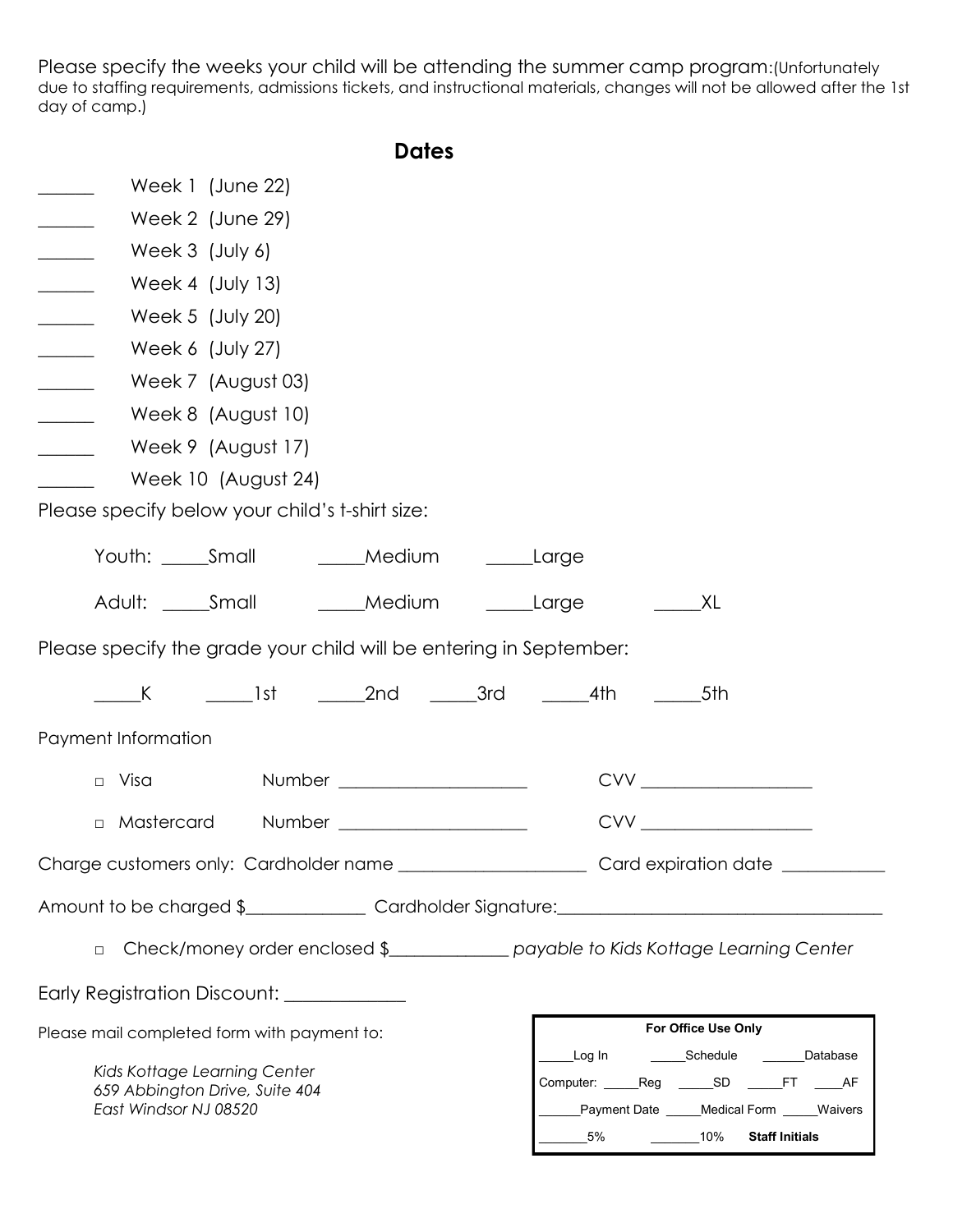Please specify the weeks your child will be attending the summer camp program: (Unfortunately due to staffing requirements, admissions tickets, and instructional materials, changes will not be allowed after the 1st day of camp.)

## Dates

______ Week 1 (June 22)

______ Week 2 (June 29)

______ Week 3 (July 6)

______ Week 4 (July 13)

______ Week 5 (July 20)

______ Week 6 (July 27)

______ Week 7 (August 03)

______ Week 8 (August 10)

______ Week 9 (August 17)

______ Week 10 (August 24)

Please specify below your child's t-shirt size:

Youth: _____Small _____Medium _____Large

Adult: _____Small _____Medium _____Large _____XL

Please specify the grade your child will be entering in September:

_____K _____1st _____2nd _____3rd _____4th _____5th

Payment Information

□ Visa Number ______________________ CVV ____________________

□ Mastercard Number ______________________ CVV ____________________

Charge customers only: Cardholder name ______________________ Card expiration date ___________

Amount to be charged $_____________ Cardholder Signature:_____________________________________

□ Check/money order enclosed $_____________ *payable to Kids Kottage Learning Center*

Early Registration Discount: _____________

Please mail completed form with payment to:

*Kids Kottage Learning Center*
*659 Abbington Drive, Suite 404*
*East Windsor NJ 08520*

**For Office Use Only**

_____Log In _____Schedule ______Database

Computer: _____Reg _____SD _____FT ____AF

______Payment Date _____Medical Form _____Waivers

_______5% _______10% **Staff Initials**